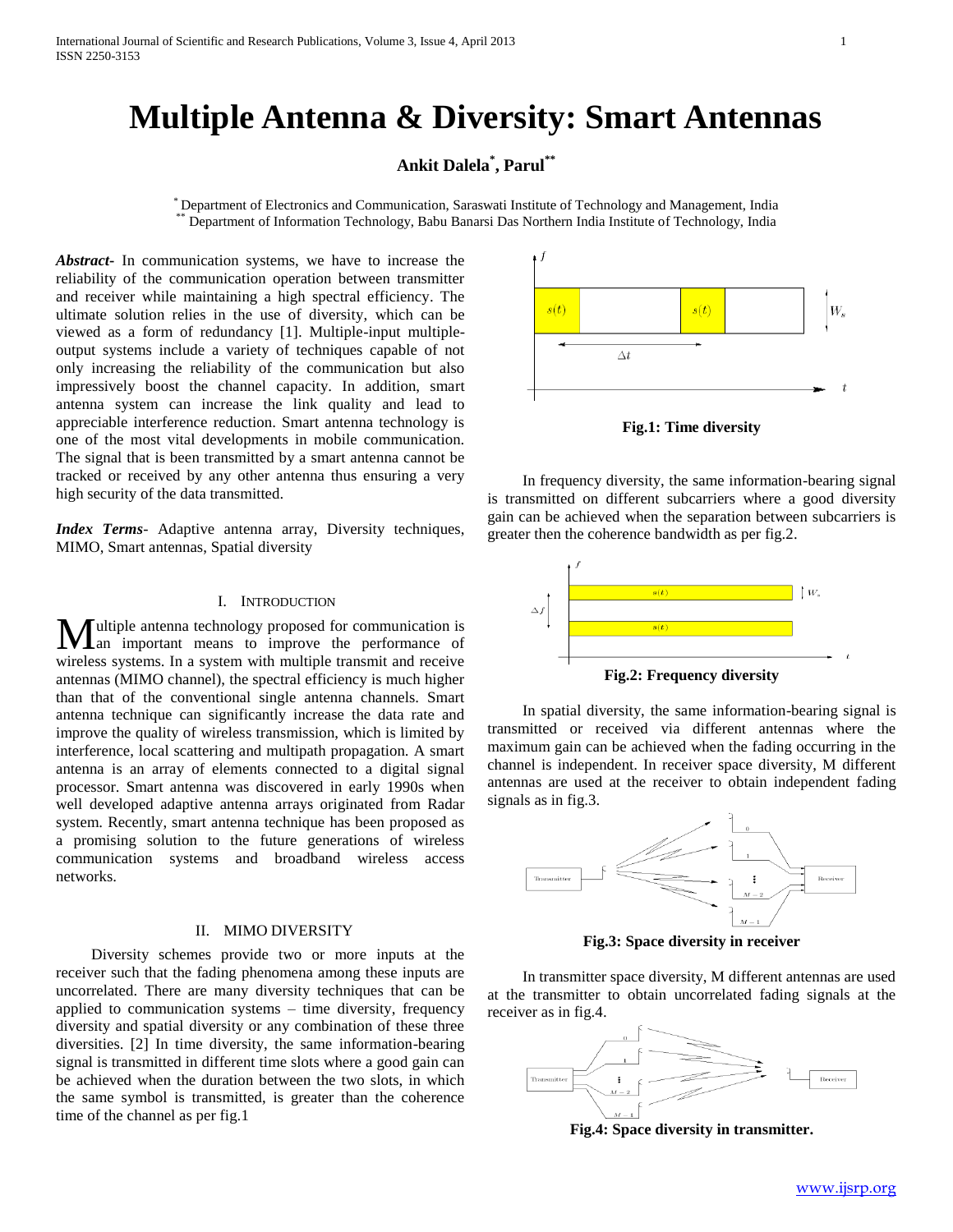# Multiple Antenna & Diversity: Smart Antennas

**Ankit Dalela[*], Parul[**]**

[*] Department of Electronics and Communication, Saraswati Institute of Technology and Management, India
[**] Department of Information Technology, Babu Banarsi Das Northern India Institute of Technology, India

***Abstract***- In communication systems, we have to increase the reliability of the communication operation between transmitter and receiver while maintaining a high spectral efficiency. The ultimate solution relies in the use of diversity, which can be viewed as a form of redundancy [1]. Multiple-input multiple-output systems include a variety of techniques capable of not only increasing the reliability of the communication but also impressively boost the channel capacity. In addition, smart antenna system can increase the link quality and lead to appreciable interference reduction. Smart antenna technology is one of the most vital developments in mobile communication. The signal that is been transmitted by a smart antenna cannot be tracked or received by any other antenna thus ensuring a very high security of the data transmitted.

***Index Terms***- Adaptive antenna array, Diversity techniques, MIMO, Smart antennas, Spatial diversity

## I. Introduction

Multiple antenna technology proposed for communication is an important means to improve the performance of wireless systems. In a system with multiple transmit and receive antennas (MIMO channel), the spectral efficiency is much higher than that of the conventional single antenna channels. Smart antenna technique can significantly increase the data rate and improve the quality of wireless transmission, which is limited by interference, local scattering and multipath propagation. A smart antenna is an array of elements connected to a digital signal processor. Smart antenna was discovered in early 1990s when well developed adaptive antenna arrays originated from Radar system. Recently, smart antenna technique has been proposed as a promising solution to the future generations of wireless communication systems and broadband wireless access networks.

## II. MIMO Diversity

Diversity schemes provide two or more inputs at the receiver such that the fading phenomena among these inputs are uncorrelated. There are many diversity techniques that can be applied to communication systems – time diversity, frequency diversity and spatial diversity or any combination of these three diversities. [2] In time diversity, the same information-bearing signal is transmitted in different time slots where a good gain can be achieved when the duration between the two slots, in which the same symbol is transmitted, is greater than the coherence time of the channel as per fig.1

**Fig.1: Time diversity**

In frequency diversity, the same information-bearing signal is transmitted on different subcarriers where a good diversity gain can be achieved when the separation between subcarriers is greater then the coherence bandwidth as per fig.2.

**Fig.2: Frequency diversity**

In spatial diversity, the same information-bearing signal is transmitted or received via different antennas where the maximum gain can be achieved when the fading occurring in the channel is independent. In receiver space diversity, M different antennas are used at the receiver to obtain independent fading signals as in fig.3.

**Fig.3: Space diversity in receiver**

In transmitter space diversity, M different antennas are used at the transmitter to obtain uncorrelated fading signals at the receiver as in fig.4.

**Fig.4: Space diversity in transmitter.**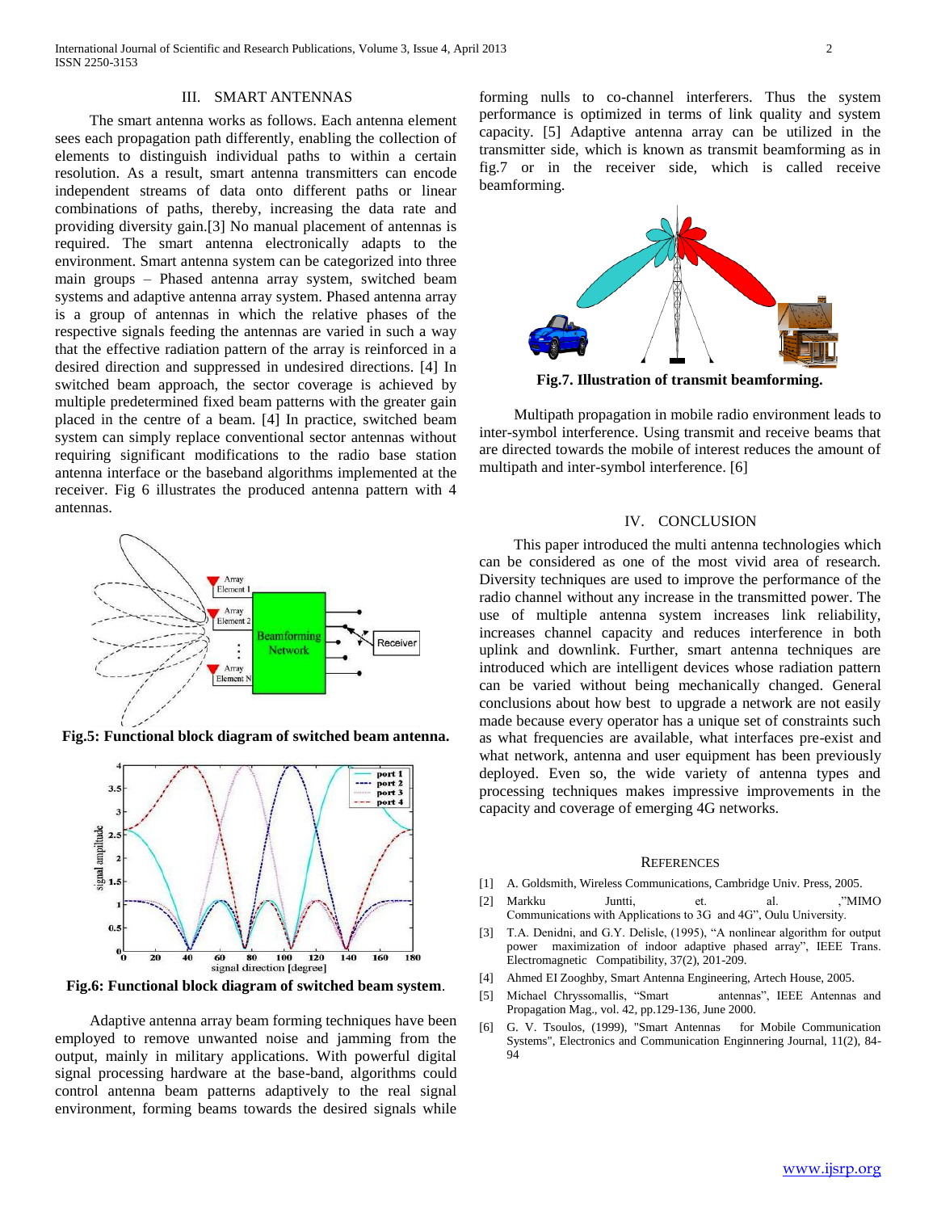## III. SMART ANTENNAS

The smart antenna works as follows. Each antenna element sees each propagation path differently, enabling the collection of elements to distinguish individual paths to within a certain resolution. As a result, smart antenna transmitters can encode independent streams of data onto different paths or linear combinations of paths, thereby, increasing the data rate and providing diversity gain.[3] No manual placement of antennas is required. The smart antenna electronically adapts to the environment. Smart antenna system can be categorized into three main groups – Phased antenna array system, switched beam systems and adaptive antenna array system. Phased antenna array is a group of antennas in which the relative phases of the respective signals feeding the antennas are varied in such a way that the effective radiation pattern of the array is reinforced in a desired direction and suppressed in undesired directions. [4] In switched beam approach, the sector coverage is achieved by multiple predetermined fixed beam patterns with the greater gain placed in the centre of a beam. [4] In practice, switched beam system can simply replace conventional sector antennas without requiring significant modifications to the radio base station antenna interface or the baseband algorithms implemented at the receiver. Fig 6 illustrates the produced antenna pattern with 4 antennas.

**Fig.5: Functional block diagram of switched beam antenna.**

**Fig.6: Functional block diagram of switched beam system**.

Adaptive antenna array beam forming techniques have been employed to remove unwanted noise and jamming from the output, mainly in military applications. With powerful digital signal processing hardware at the base-band, algorithms could control antenna beam patterns adaptively to the real signal environment, forming beams towards the desired signals while forming nulls to co-channel interferers. Thus the system performance is optimized in terms of link quality and system capacity. [5] Adaptive antenna array can be utilized in the transmitter side, which is known as transmit beamforming as in fig.7 or in the receiver side, which is called receive beamforming.

**Fig.7. Illustration of transmit beamforming.**

Multipath propagation in mobile radio environment leads to inter-symbol interference. Using transmit and receive beams that are directed towards the mobile of interest reduces the amount of multipath and inter-symbol interference. [6]

## IV. CONCLUSION

This paper introduced the multi antenna technologies which can be considered as one of the most vivid area of research. Diversity techniques are used to improve the performance of the radio channel without any increase in the transmitted power. The use of multiple antenna system increases link reliability, increases channel capacity and reduces interference in both uplink and downlink. Further, smart antenna techniques are introduced which are intelligent devices whose radiation pattern can be varied without being mechanically changed. General conclusions about how best to upgrade a network are not easily made because every operator has a unique set of constraints such as what frequencies are available, what interfaces pre-exist and what network, antenna and user equipment has been previously deployed. Even so, the wide variety of antenna types and processing techniques makes impressive improvements in the capacity and coverage of emerging 4G networks.

## REFERENCES

[1] A. Goldsmith, Wireless Communications, Cambridge Univ. Press, 2005.

[2] Markku Juntti, et. al. ,"MIMO Communications with Applications to 3G and 4G", Oulu University.

[3] T.A. Denidni, and G.Y. Delisle, (1995), "A nonlinear algorithm for output power maximization of indoor adaptive phased array", IEEE Trans. Electromagnetic Compatibility, 37(2), 201-209.

[4] Ahmed El Zooghby, Smart Antenna Engineering, Artech House, 2005.

[5] Michael Chryssomallis, "Smart antennas", IEEE Antennas and Propagation Mag., vol. 42, pp.129-136, June 2000.

[6] G. V. Tsoulos, (1999), "Smart Antennas for Mobile Communication Systems", Electronics and Communication Enginnering Journal, 11(2), 84-94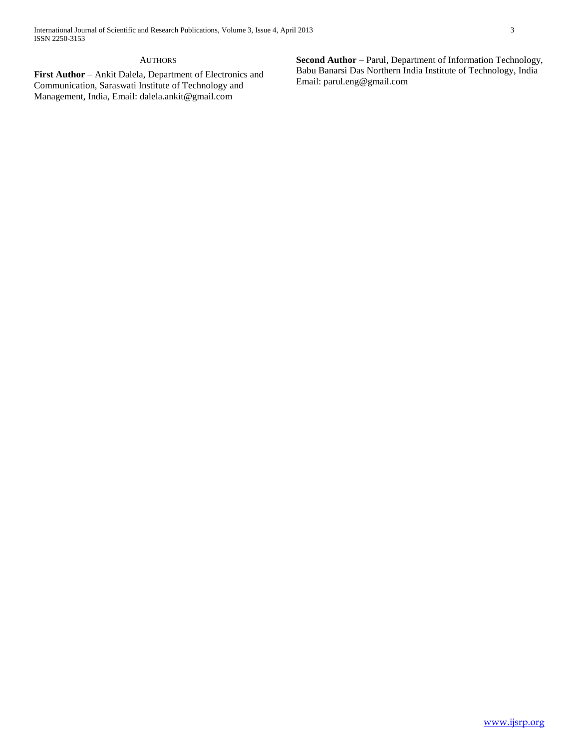## AUTHORS

**First Author** – Ankit Dalela, Department of Electronics and Communication, Saraswati Institute of Technology and Management, India, Email: dalela.ankit@gmail.com

**Second Author** – Parul, Department of Information Technology, Babu Banarsi Das Northern India Institute of Technology, India Email: parul.eng@gmail.com